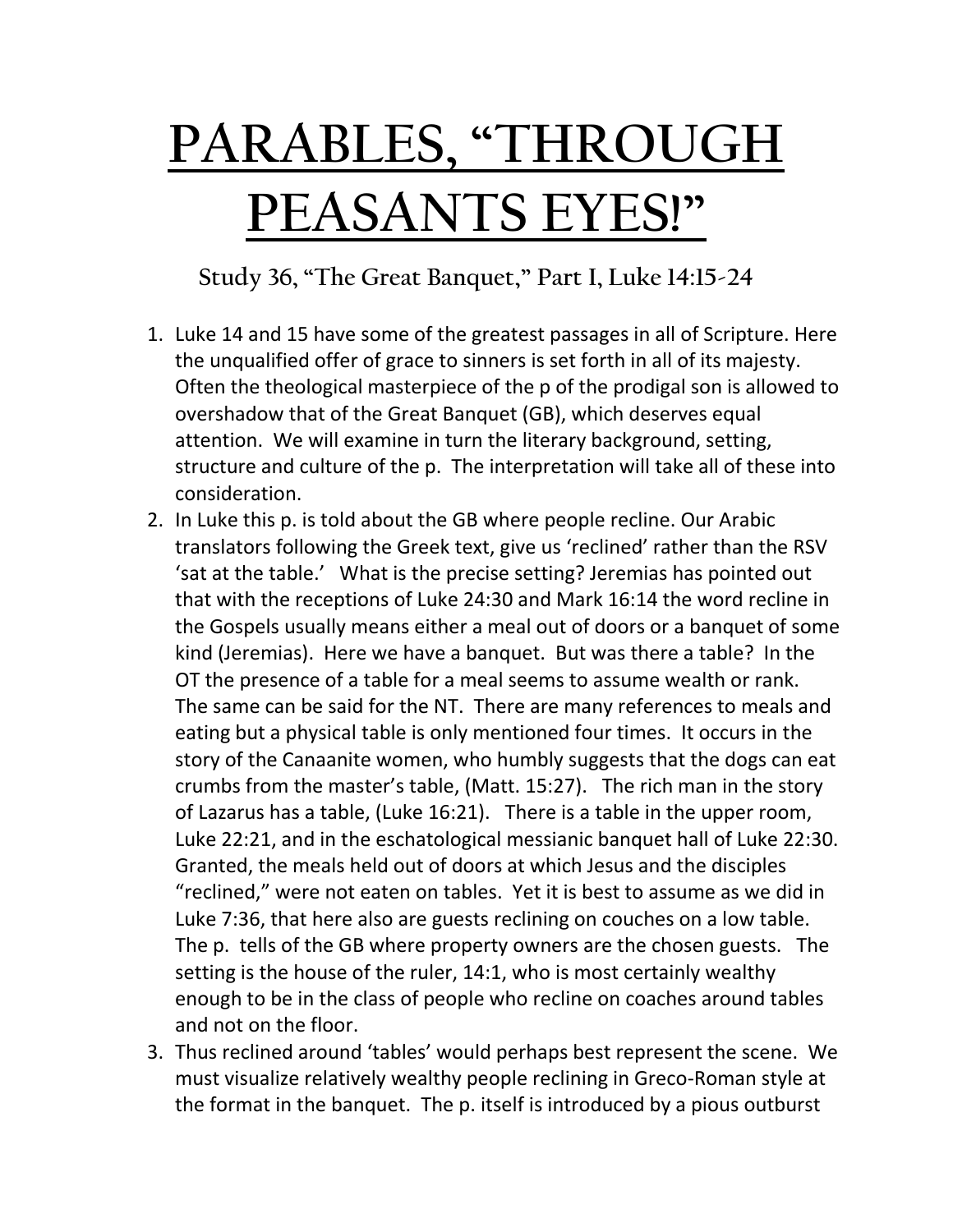# PARABLES, "THROUGH PEASANTS EYES!"

### Study 36, "The Great Banquet," Part I, Luke 14:15-24

1. Luke 14 and 15 have some of the greatest passages in all of Scripture. Here the unqualified offer of grace to sinners is set forth in all of its majesty. Often the theological masterpiece of the p of the prodigal son is allowed to overshadow that of the Great Banquet (GB), which deserves equal attention. We will examine in turn the literary background, setting, structure and culture of the p. The interpretation will take all of these into consideration.
2. In Luke this p. is told about the GB where people recline. Our Arabic translators following the Greek text, give us 'reclined' rather than the RSV 'sat at the table.' What is the precise setting? Jeremias has pointed out that with the receptions of Luke 24:30 and Mark 16:14 the word recline in the Gospels usually means either a meal out of doors or a banquet of some kind (Jeremias). Here we have a banquet. But was there a table? In the OT the presence of a table for a meal seems to assume wealth or rank. The same can be said for the NT. There are many references to meals and eating but a physical table is only mentioned four times. It occurs in the story of the Canaanite women, who humbly suggests that the dogs can eat crumbs from the master's table, (Matt. 15:27). The rich man in the story of Lazarus has a table, (Luke 16:21). There is a table in the upper room, Luke 22:21, and in the eschatological messianic banquet hall of Luke 22:30. Granted, the meals held out of doors at which Jesus and the disciples "reclined," were not eaten on tables. Yet it is best to assume as we did in Luke 7:36, that here also are guests reclining on couches on a low table. The p. tells of the GB where property owners are the chosen guests. The setting is the house of the ruler, 14:1, who is most certainly wealthy enough to be in the class of people who recline on coaches around tables and not on the floor.
3. Thus reclined around 'tables' would perhaps best represent the scene. We must visualize relatively wealthy people reclining in Greco-Roman style at the format in the banquet. The p. itself is introduced by a pious outburst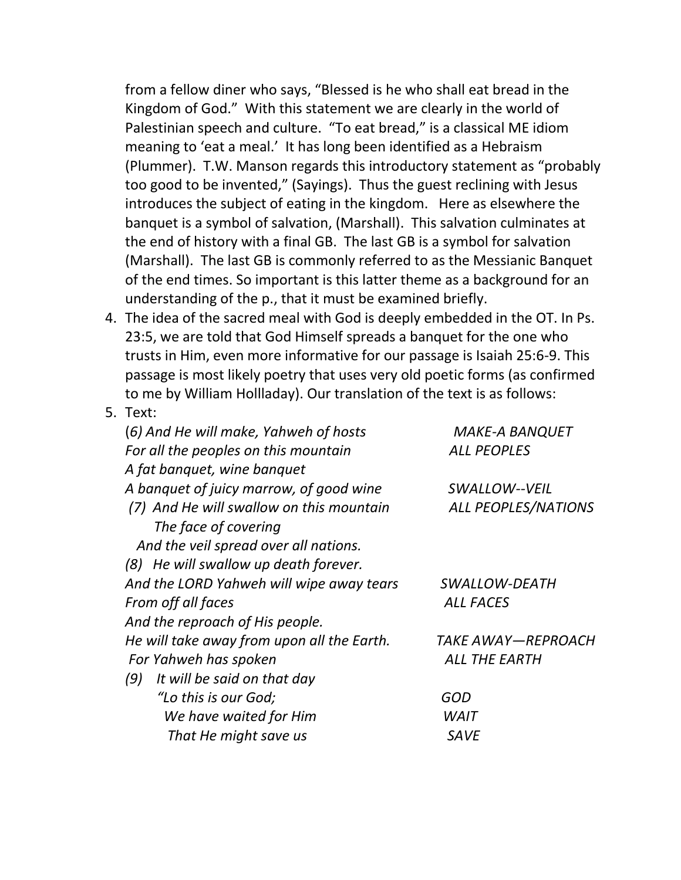from a fellow diner who says, "Blessed is he who shall eat bread in the Kingdom of God." With this statement we are clearly in the world of Palestinian speech and culture. "To eat bread," is a classical ME idiom meaning to 'eat a meal.' It has long been identified as a Hebraism (Plummer). T.W. Manson regards this introductory statement as "probably too good to be invented," (Sayings). Thus the guest reclining with Jesus introduces the subject of eating in the kingdom. Here as elsewhere the banquet is a symbol of salvation, (Marshall). This salvation culminates at the end of history with a final GB. The last GB is a symbol for salvation (Marshall). The last GB is commonly referred to as the Messianic Banquet of the end times. So important is this latter theme as a background for an understanding of the p., that it must be examined briefly.

4. The idea of the sacred meal with God is deeply embedded in the OT. In Ps. 23:5, we are told that God Himself spreads a banquet for the one who trusts in Him, even more informative for our passage is Isaiah 25:6-9. This passage is most likely poetry that uses very old poetic forms (as confirmed to me by William Hollladay). Our translation of the text is as follows:
5. Text:

| | |
|---|---|
| *(6) And He will make, Yahweh of hosts* | *MAKE-A BANQUET* |
| *For all the peoples on this mountain* | *ALL PEOPLES* |
| *A fat banquet, wine banquet* | |
| *A banquet of juicy marrow, of good wine* | *SWALLOW--VEIL* |
| *(7) And He will swallow on this mountain* | *ALL PEOPLES/NATIONS* |
| *The face of covering* | |
| *And the veil spread over all nations.* | |
| *(8) He will swallow up death forever.* | |
| *And the LORD Yahweh will wipe away tears* | *SWALLOW-DEATH* |
| *From off all faces* | *ALL FACES* |
| *And the reproach of His people.* | |
| *He will take away from upon all the Earth.* | *TAKE AWAY—REPROACH* |
| *For Yahweh has spoken* | *ALL THE EARTH* |
| *(9) It will be said on that day* | |
| *"Lo this is our God;* | *GOD* |
| *We have waited for Him* | *WAIT* |
| *That He might save us* | *SAVE* |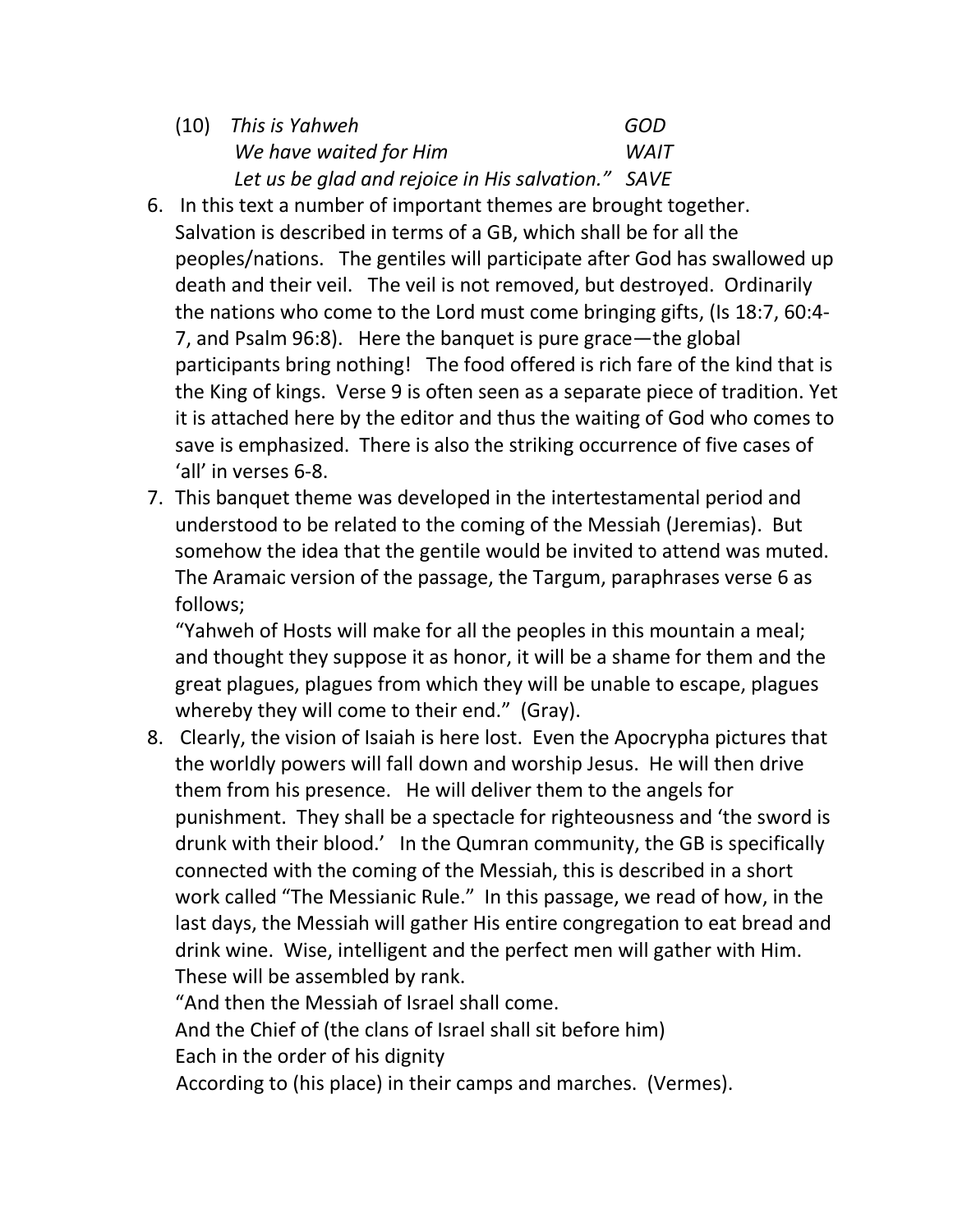(10) *This is Yahweh* *GOD*
*We have waited for Him* *WAIT*
*Let us be glad and rejoice in His salvation."* *SAVE*

6. In this text a number of important themes are brought together. Salvation is described in terms of a GB, which shall be for all the peoples/nations. The gentiles will participate after God has swallowed up death and their veil. The veil is not removed, but destroyed. Ordinarily the nations who come to the Lord must come bringing gifts, (Is 18:7, 60:4-7, and Psalm 96:8). Here the banquet is pure grace—the global participants bring nothing! The food offered is rich fare of the kind that is the King of kings. Verse 9 is often seen as a separate piece of tradition. Yet it is attached here by the editor and thus the waiting of God who comes to save is emphasized. There is also the striking occurrence of five cases of 'all' in verses 6-8.
7. This banquet theme was developed in the intertestamental period and understood to be related to the coming of the Messiah (Jeremias). But somehow the idea that the gentile would be invited to attend was muted. The Aramaic version of the passage, the Targum, paraphrases verse 6 as follows;
   "Yahweh of Hosts will make for all the peoples in this mountain a meal; and thought they suppose it as honor, it will be a shame for them and the great plagues, plagues from which they will be unable to escape, plagues whereby they will come to their end." (Gray).
8. Clearly, the vision of Isaiah is here lost. Even the Apocrypha pictures that the worldly powers will fall down and worship Jesus. He will then drive them from his presence. He will deliver them to the angels for punishment. They shall be a spectacle for righteousness and 'the sword is drunk with their blood.' In the Qumran community, the GB is specifically connected with the coming of the Messiah, this is described in a short work called "The Messianic Rule." In this passage, we read of how, in the last days, the Messiah will gather His entire congregation to eat bread and drink wine. Wise, intelligent and the perfect men will gather with Him. These will be assembled by rank.
   "And then the Messiah of Israel shall come.
   And the Chief of (the clans of Israel shall sit before him)
   Each in the order of his dignity
   According to (his place) in their camps and marches. (Vermes).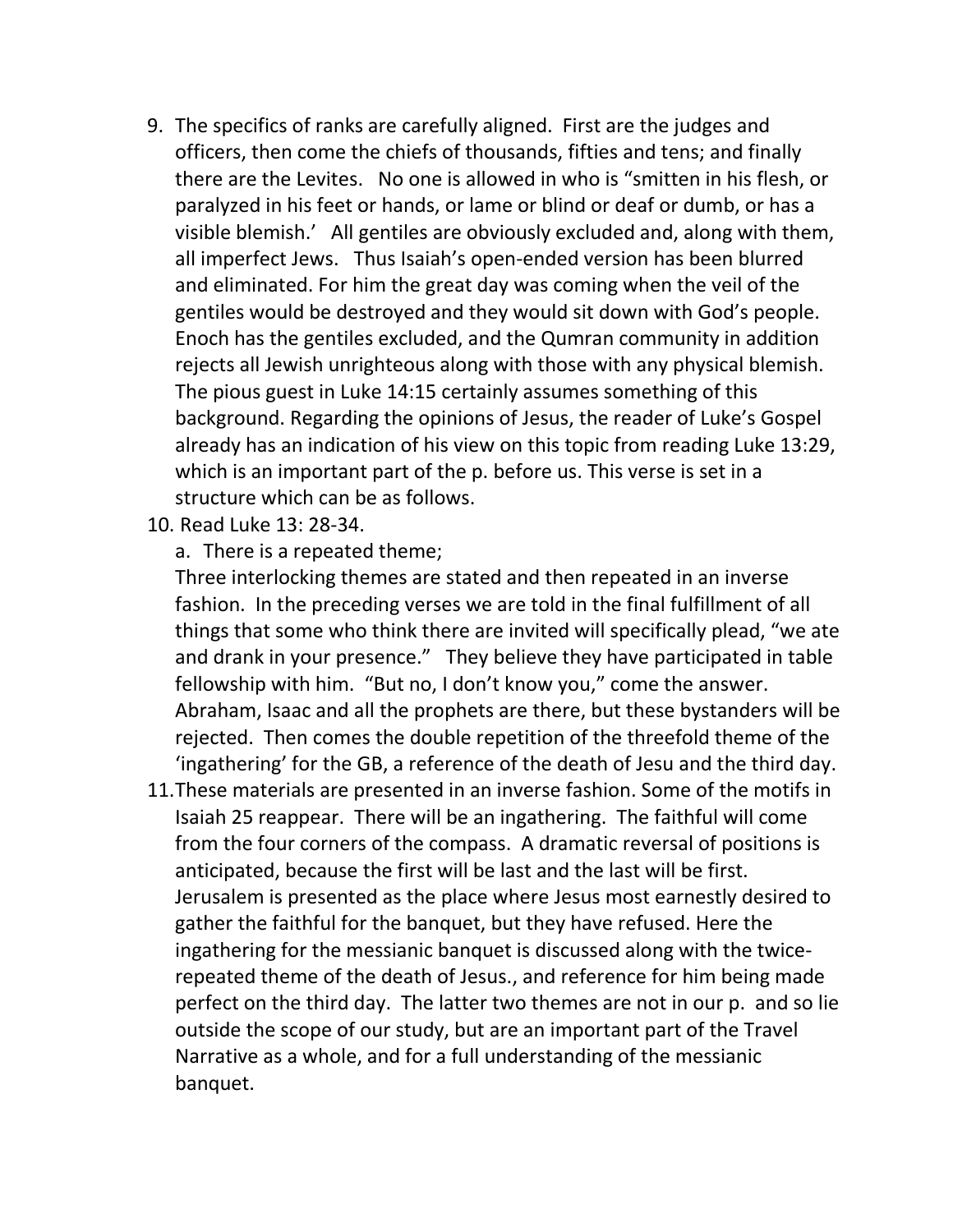9. The specifics of ranks are carefully aligned. First are the judges and officers, then come the chiefs of thousands, fifties and tens; and finally there are the Levites. No one is allowed in who is "smitten in his flesh, or paralyzed in his feet or hands, or lame or blind or deaf or dumb, or has a visible blemish.' All gentiles are obviously excluded and, along with them, all imperfect Jews. Thus Isaiah's open-ended version has been blurred and eliminated. For him the great day was coming when the veil of the gentiles would be destroyed and they would sit down with God's people. Enoch has the gentiles excluded, and the Qumran community in addition rejects all Jewish unrighteous along with those with any physical blemish. The pious guest in Luke 14:15 certainly assumes something of this background. Regarding the opinions of Jesus, the reader of Luke's Gospel already has an indication of his view on this topic from reading Luke 13:29, which is an important part of the p. before us. This verse is set in a structure which can be as follows.
10. Read Luke 13: 28-34.
    a. There is a repeated theme;

    Three interlocking themes are stated and then repeated in an inverse fashion. In the preceding verses we are told in the final fulfillment of all things that some who think there are invited will specifically plead, "we ate and drank in your presence." They believe they have participated in table fellowship with him. "But no, I don't know you," come the answer. Abraham, Isaac and all the prophets are there, but these bystanders will be rejected. Then comes the double repetition of the threefold theme of the 'ingathering' for the GB, a reference of the death of Jesu and the third day.
11. These materials are presented in an inverse fashion. Some of the motifs in Isaiah 25 reappear. There will be an ingathering. The faithful will come from the four corners of the compass. A dramatic reversal of positions is anticipated, because the first will be last and the last will be first. Jerusalem is presented as the place where Jesus most earnestly desired to gather the faithful for the banquet, but they have refused. Here the ingathering for the messianic banquet is discussed along with the twice-repeated theme of the death of Jesus., and reference for him being made perfect on the third day. The latter two themes are not in our p. and so lie outside the scope of our study, but are an important part of the Travel Narrative as a whole, and for a full understanding of the messianic banquet.